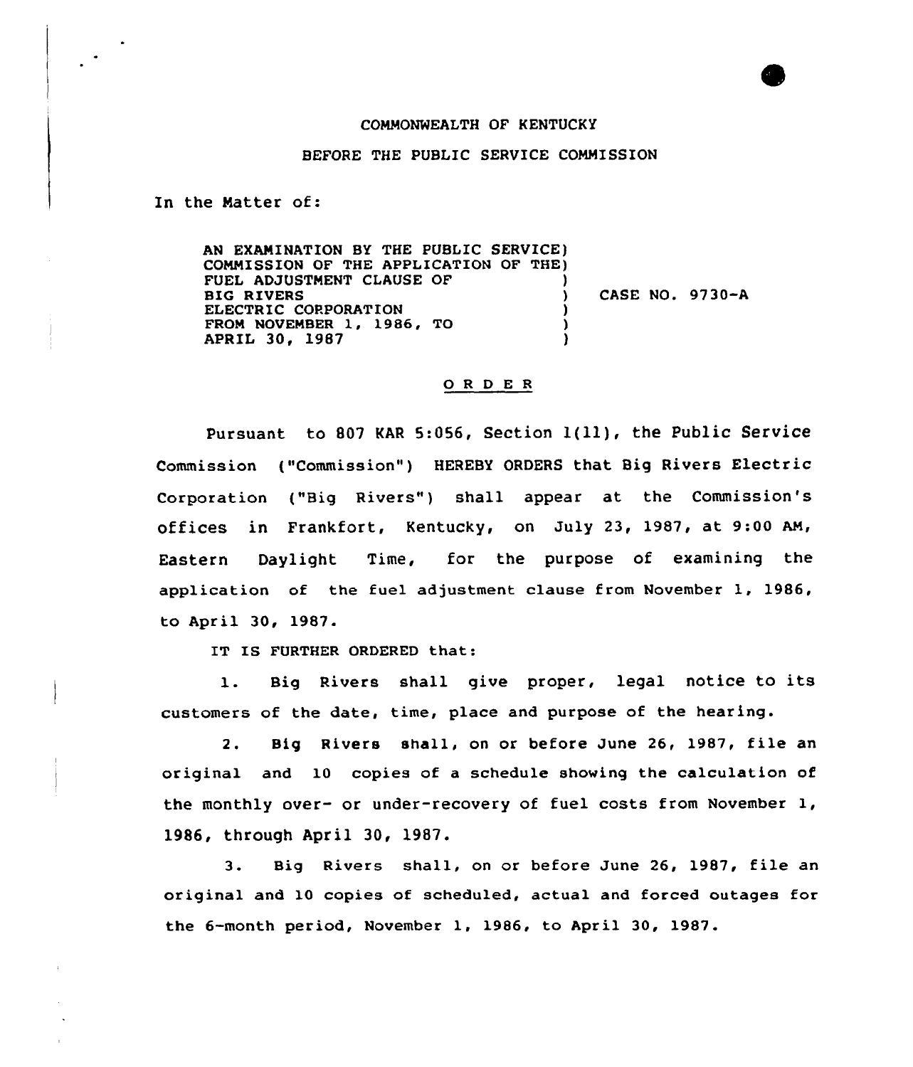COMMONWEALTH OF KENTUCKY

BEFORE THE PUBLIC SERVICE COMMISSION

In the Matter of:

AN EXAMINATION BY THE PUBLIC SERVICE COMMISSION OF THE APPLICATION OF THE FUEL ADJUSTMENT CLAUSE OF BIG RIVERS ELECTRIC CORPORATION FROM NOVEMBER 1, 1986, TO APRIL 30, 1987 ) CASE NO. 9730-A

## O R D E R

Pursuant to 807 KAR 5:056, Section 1(11), the Public Service Commission ("Commission") HEREBY ORDERS that Big Rivers Electric Corporation ("Big Rivers") shall appear at the Commission's offices in Frankfort, Kentucky, on July 23, 1987, at 9:00 AM, Eastern Daylight Time, for the purpose of examining the application of the fuel adjustment clause from November 1, 1986, to April 30, 1987.

IT IS FURTHER ORDERED that:

1. Big Rivers shall give proper, legal notice to its customers of the date, time, place and purpose of the hearing.

2. Big Rivers shall, on or before June 26, 1987, file an original and 10 copies of a schedule showing the calculation of the monthly over- or under-recovery of fuel costs from November 1, 1986, through April 30, 1987.

3. Big Rivers shall, on or before June 26, 1987, file an original and 10 copies of scheduled, actual and forced outages for the 6-month period, November 1, 1986, to April 30, 1987.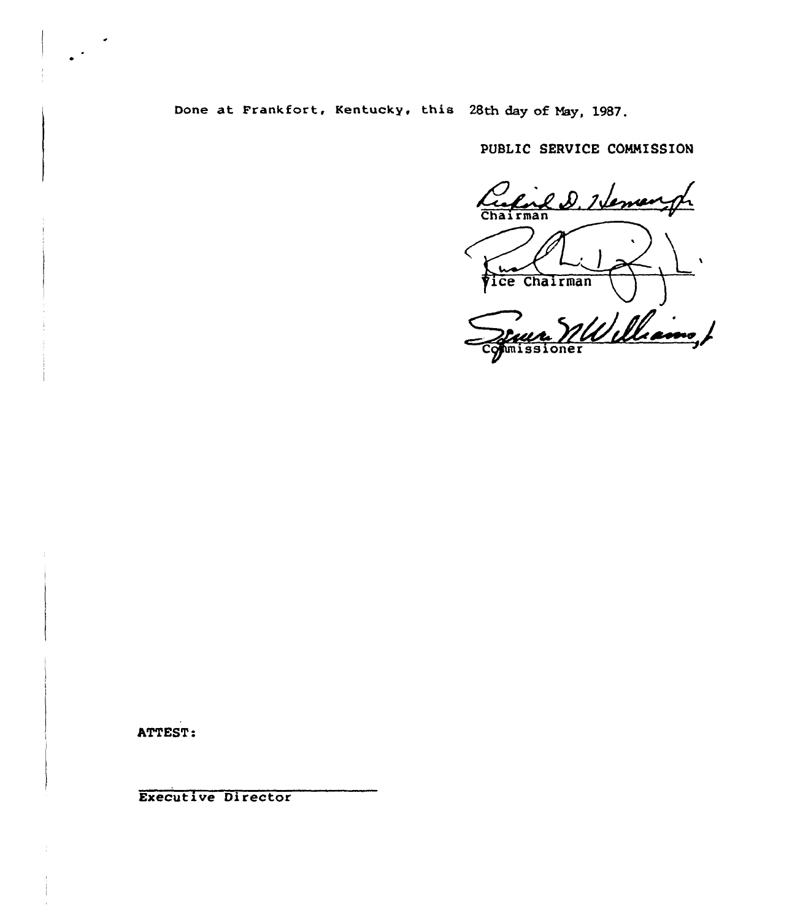Done at Frankfort, Kentucky, this 28th day of May, 1987.

PUBLIC SERVICE COMMISSION

Chairman

Vice Chairman

Commissioner

ATTEST:

Executive Director